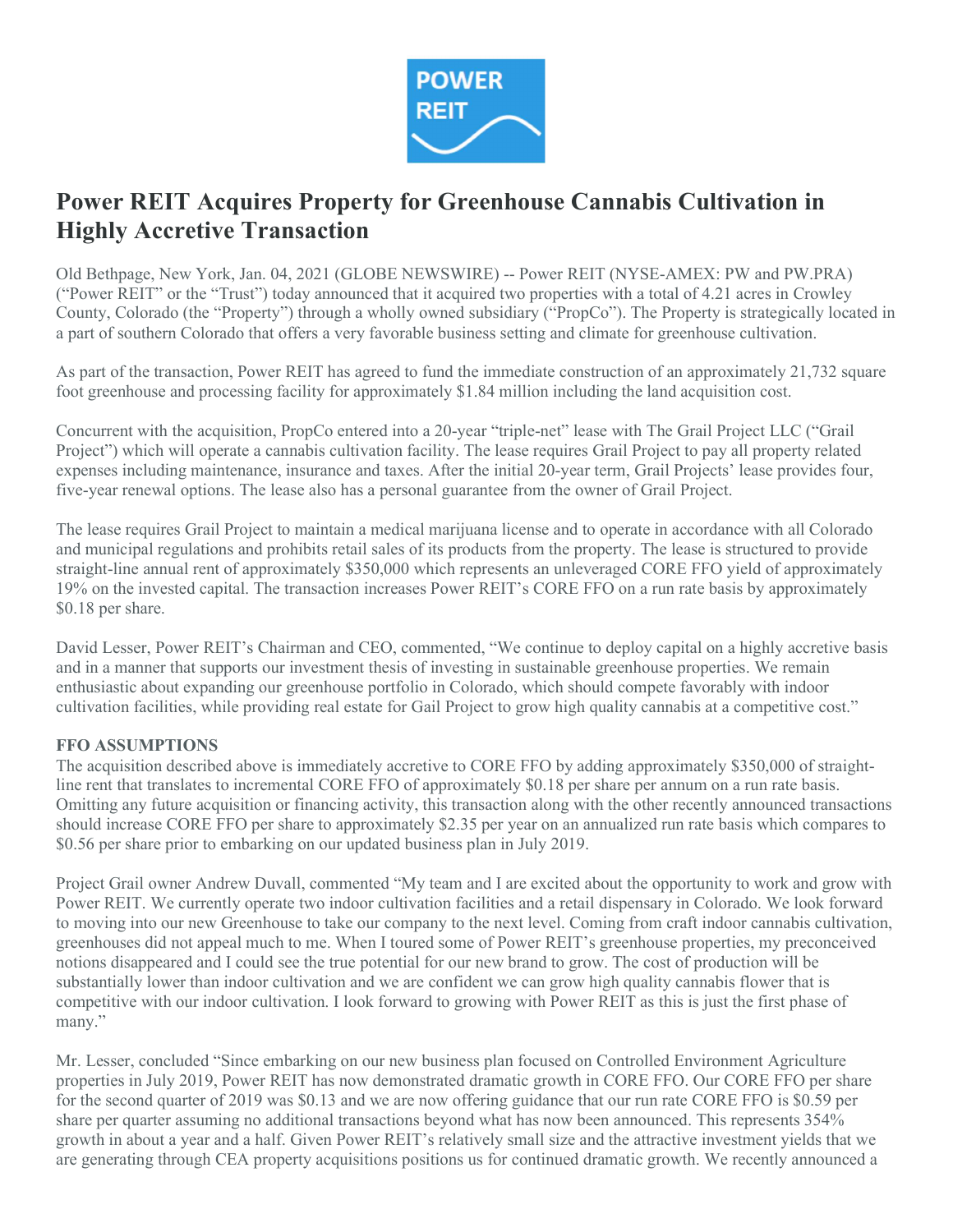# Power REIT Acquires Property for Greenhouse Cannabis Cultivation in Highly Accretive Transaction

Old Bethpage, New York, Jan. 04, 2021 (GLOBE NEWSWIRE) -- Power REIT (NYSE-AMEX: PW and PW.PRA) ("Power REIT" or the "Trust") today announced that it acquired two properties with a total of 4.21 acres in Crowley County, Colorado (the "Property") through a wholly owned subsidiary ("PropCo"). The Property is strategically located in a part of southern Colorado that offers a very favorable business setting and climate for greenhouse cultivation.

As part of the transaction, Power REIT has agreed to fund the immediate construction of an approximately 21,732 square foot greenhouse and processing facility for approximately $1.84 million including the land acquisition cost.

Concurrent with the acquisition, PropCo entered into a 20-year "triple-net" lease with The Grail Project LLC ("Grail Project") which will operate a cannabis cultivation facility. The lease requires Grail Project to pay all property related expenses including maintenance, insurance and taxes. After the initial 20-year term, Grail Projects' lease provides four, five-year renewal options. The lease also has a personal guarantee from the owner of Grail Project.

The lease requires Grail Project to maintain a medical marijuana license and to operate in accordance with all Colorado and municipal regulations and prohibits retail sales of its products from the property. The lease is structured to provide straight-line annual rent of approximately $350,000 which represents an unleveraged CORE FFO yield of approximately 19% on the invested capital. The transaction increases Power REIT's CORE FFO on a run rate basis by approximately $0.18 per share.

David Lesser, Power REIT's Chairman and CEO, commented, "We continue to deploy capital on a highly accretive basis and in a manner that supports our investment thesis of investing in sustainable greenhouse properties. We remain enthusiastic about expanding our greenhouse portfolio in Colorado, which should compete favorably with indoor cultivation facilities, while providing real estate for Gail Project to grow high quality cannabis at a competitive cost."

**FFO ASSUMPTIONS**

The acquisition described above is immediately accretive to CORE FFO by adding approximately $350,000 of straight-line rent that translates to incremental CORE FFO of approximately $0.18 per share per annum on a run rate basis. Omitting any future acquisition or financing activity, this transaction along with the other recently announced transactions should increase CORE FFO per share to approximately $2.35 per year on an annualized run rate basis which compares to $0.56 per share prior to embarking on our updated business plan in July 2019.

Project Grail owner Andrew Duvall, commented "My team and I are excited about the opportunity to work and grow with Power REIT. We currently operate two indoor cultivation facilities and a retail dispensary in Colorado. We look forward to moving into our new Greenhouse to take our company to the next level. Coming from craft indoor cannabis cultivation, greenhouses did not appeal much to me. When I toured some of Power REIT's greenhouse properties, my preconceived notions disappeared and I could see the true potential for our new brand to grow. The cost of production will be substantially lower than indoor cultivation and we are confident we can grow high quality cannabis flower that is competitive with our indoor cultivation. I look forward to growing with Power REIT as this is just the first phase of many."

Mr. Lesser, concluded "Since embarking on our new business plan focused on Controlled Environment Agriculture properties in July 2019, Power REIT has now demonstrated dramatic growth in CORE FFO. Our CORE FFO per share for the second quarter of 2019 was $0.13 and we are now offering guidance that our run rate CORE FFO is $0.59 per share per quarter assuming no additional transactions beyond what has now been announced. This represents 354% growth in about a year and a half. Given Power REIT's relatively small size and the attractive investment yields that we are generating through CEA property acquisitions positions us for continued dramatic growth. We recently announced a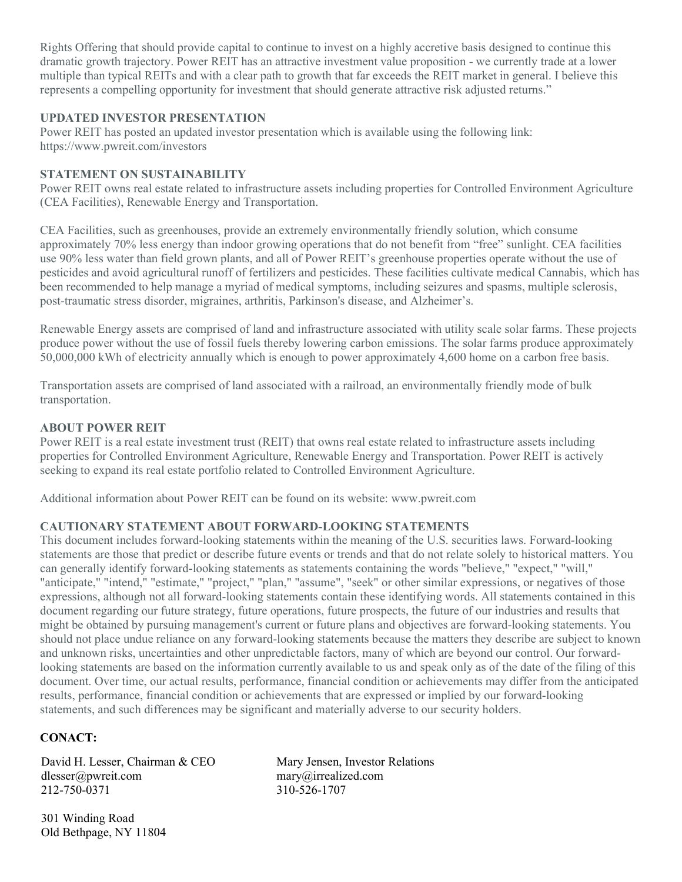Rights Offering that should provide capital to continue to invest on a highly accretive basis designed to continue this dramatic growth trajectory. Power REIT has an attractive investment value proposition - we currently trade at a lower multiple than typical REITs and with a clear path to growth that far exceeds the REIT market in general. I believe this represents a compelling opportunity for investment that should generate attractive risk adjusted returns."

**UPDATED INVESTOR PRESENTATION**

Power REIT has posted an updated investor presentation which is available using the following link: https://www.pwreit.com/investors

**STATEMENT ON SUSTAINABILITY**

Power REIT owns real estate related to infrastructure assets including properties for Controlled Environment Agriculture (CEA Facilities), Renewable Energy and Transportation.

CEA Facilities, such as greenhouses, provide an extremely environmentally friendly solution, which consume approximately 70% less energy than indoor growing operations that do not benefit from "free" sunlight. CEA facilities use 90% less water than field grown plants, and all of Power REIT's greenhouse properties operate without the use of pesticides and avoid agricultural runoff of fertilizers and pesticides. These facilities cultivate medical Cannabis, which has been recommended to help manage a myriad of medical symptoms, including seizures and spasms, multiple sclerosis, post-traumatic stress disorder, migraines, arthritis, Parkinson's disease, and Alzheimer's.

Renewable Energy assets are comprised of land and infrastructure associated with utility scale solar farms. These projects produce power without the use of fossil fuels thereby lowering carbon emissions. The solar farms produce approximately 50,000,000 kWh of electricity annually which is enough to power approximately 4,600 home on a carbon free basis.

Transportation assets are comprised of land associated with a railroad, an environmentally friendly mode of bulk transportation.

**ABOUT POWER REIT**

Power REIT is a real estate investment trust (REIT) that owns real estate related to infrastructure assets including properties for Controlled Environment Agriculture, Renewable Energy and Transportation. Power REIT is actively seeking to expand its real estate portfolio related to Controlled Environment Agriculture.

Additional information about Power REIT can be found on its website: www.pwreit.com

**CAUTIONARY STATEMENT ABOUT FORWARD-LOOKING STATEMENTS**

This document includes forward-looking statements within the meaning of the U.S. securities laws. Forward-looking statements are those that predict or describe future events or trends and that do not relate solely to historical matters. You can generally identify forward-looking statements as statements containing the words "believe," "expect," "will," "anticipate," "intend," "estimate," "project," "plan," "assume", "seek" or other similar expressions, or negatives of those expressions, although not all forward-looking statements contain these identifying words. All statements contained in this document regarding our future strategy, future operations, future prospects, the future of our industries and results that might be obtained by pursuing management's current or future plans and objectives are forward-looking statements. You should not place undue reliance on any forward-looking statements because the matters they describe are subject to known and unknown risks, uncertainties and other unpredictable factors, many of which are beyond our control. Our forward-looking statements are based on the information currently available to us and speak only as of the date of the filing of this document. Over time, our actual results, performance, financial condition or achievements may differ from the anticipated results, performance, financial condition or achievements that are expressed or implied by our forward-looking statements, and such differences may be significant and materially adverse to our security holders.

**CONACT:**

David H. Lesser, Chairman & CEO
dlesser@pwreit.com
212-750-0371

Mary Jensen, Investor Relations
mary@irrealized.com
310-526-1707

301 Winding Road
Old Bethpage, NY 11804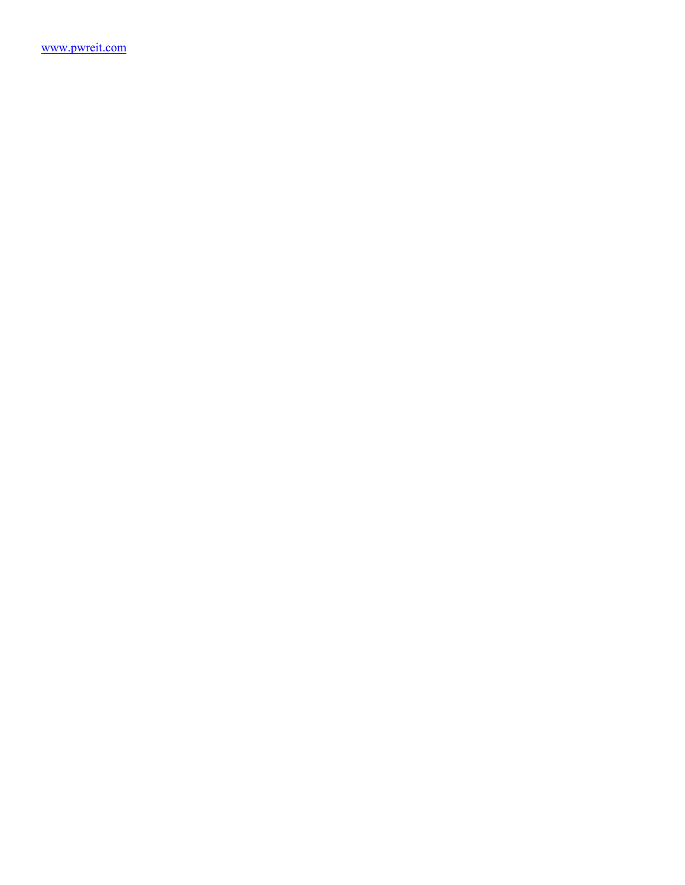[www.pwreit.com](http://www.pwreit.com)